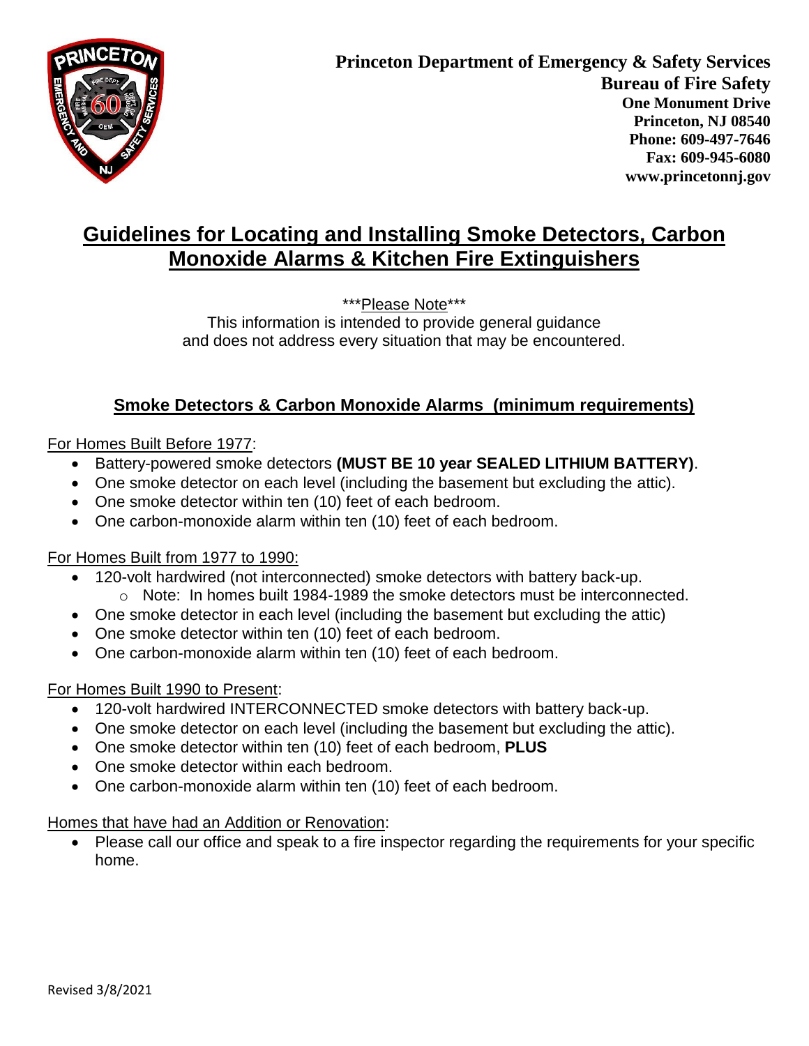**Princeton Department of Emergency & Safety Services**
**Bureau of Fire Safety**
**One Monument Drive**
**Princeton, NJ 08540**
**Phone: 609-497-7646**
**Fax: 609-945-6080**
**www.princetonnj.gov**

# Guidelines for Locating and Installing Smoke Detectors, Carbon Monoxide Alarms & Kitchen Fire Extinguishers

***Please Note***

This information is intended to provide general guidance and does not address every situation that may be encountered.

## Smoke Detectors & Carbon Monoxide Alarms (minimum requirements)

For Homes Built Before 1977:

- Battery-powered smoke detectors **(MUST BE 10 year SEALED LITHIUM BATTERY)**.
- One smoke detector on each level (including the basement but excluding the attic).
- One smoke detector within ten (10) feet of each bedroom.
- One carbon-monoxide alarm within ten (10) feet of each bedroom.

For Homes Built from 1977 to 1990:

- 120-volt hardwired (not interconnected) smoke detectors with battery back-up.
  - Note: In homes built 1984-1989 the smoke detectors must be interconnected.
- One smoke detector in each level (including the basement but excluding the attic)
- One smoke detector within ten (10) feet of each bedroom.
- One carbon-monoxide alarm within ten (10) feet of each bedroom.

For Homes Built 1990 to Present:

- 120-volt hardwired INTERCONNECTED smoke detectors with battery back-up.
- One smoke detector on each level (including the basement but excluding the attic).
- One smoke detector within ten (10) feet of each bedroom, **PLUS**
- One smoke detector within each bedroom.
- One carbon-monoxide alarm within ten (10) feet of each bedroom.

Homes that have had an Addition or Renovation:

- Please call our office and speak to a fire inspector regarding the requirements for your specific home.

Revised 3/8/2021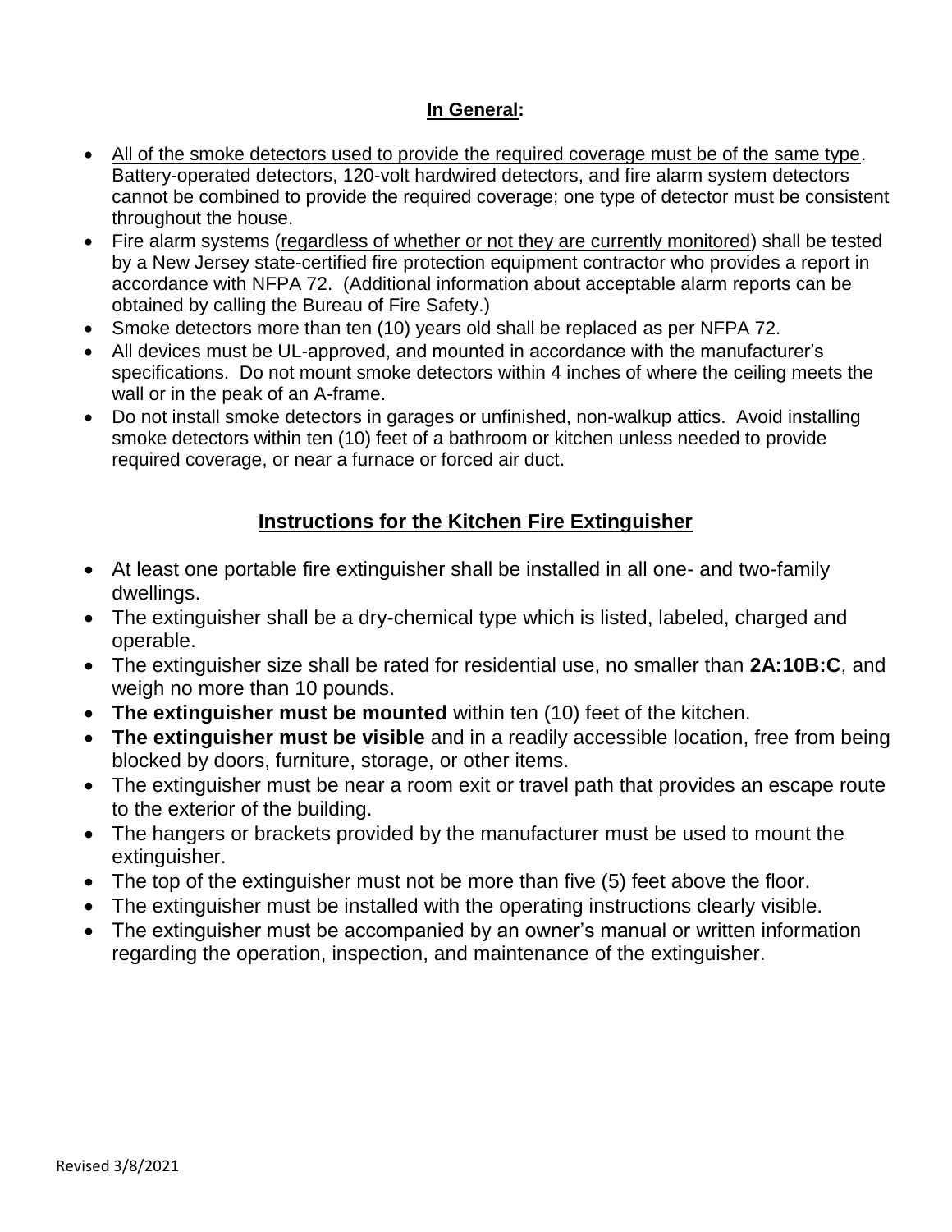## In General:

- All of the smoke detectors used to provide the required coverage must be of the same type. Battery-operated detectors, 120-volt hardwired detectors, and fire alarm system detectors cannot be combined to provide the required coverage; one type of detector must be consistent throughout the house.
- Fire alarm systems (regardless of whether or not they are currently monitored) shall be tested by a New Jersey state-certified fire protection equipment contractor who provides a report in accordance with NFPA 72. (Additional information about acceptable alarm reports can be obtained by calling the Bureau of Fire Safety.)
- Smoke detectors more than ten (10) years old shall be replaced as per NFPA 72.
- All devices must be UL-approved, and mounted in accordance with the manufacturer's specifications. Do not mount smoke detectors within 4 inches of where the ceiling meets the wall or in the peak of an A-frame.
- Do not install smoke detectors in garages or unfinished, non-walkup attics. Avoid installing smoke detectors within ten (10) feet of a bathroom or kitchen unless needed to provide required coverage, or near a furnace or forced air duct.

## Instructions for the Kitchen Fire Extinguisher

- At least one portable fire extinguisher shall be installed in all one- and two-family dwellings.
- The extinguisher shall be a dry-chemical type which is listed, labeled, charged and operable.
- The extinguisher size shall be rated for residential use, no smaller than **2A:10B:C**, and weigh no more than 10 pounds.
- **The extinguisher must be mounted** within ten (10) feet of the kitchen.
- **The extinguisher must be visible** and in a readily accessible location, free from being blocked by doors, furniture, storage, or other items.
- The extinguisher must be near a room exit or travel path that provides an escape route to the exterior of the building.
- The hangers or brackets provided by the manufacturer must be used to mount the extinguisher.
- The top of the extinguisher must not be more than five (5) feet above the floor.
- The extinguisher must be installed with the operating instructions clearly visible.
- The extinguisher must be accompanied by an owner's manual or written information regarding the operation, inspection, and maintenance of the extinguisher.

Revised 3/8/2021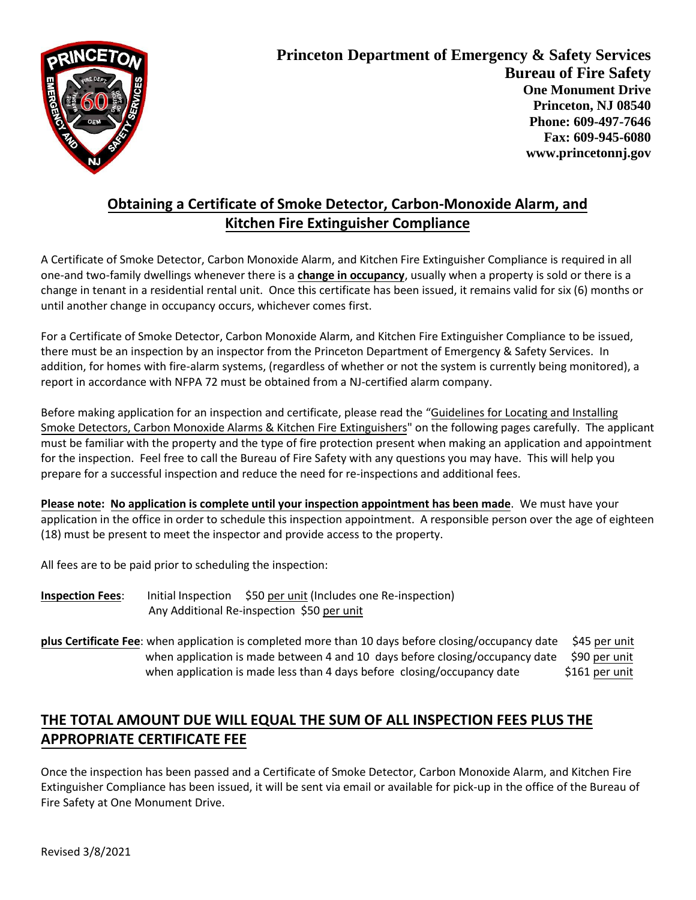**Princeton Department of Emergency & Safety Services**
**Bureau of Fire Safety**
**One Monument Drive**
**Princeton, NJ 08540**
**Phone: 609-497-7646**
**Fax: 609-945-6080**
**www.princetonnj.gov**

# Obtaining a Certificate of Smoke Detector, Carbon-Monoxide Alarm, and Kitchen Fire Extinguisher Compliance

A Certificate of Smoke Detector, Carbon Monoxide Alarm, and Kitchen Fire Extinguisher Compliance is required in all one-and two-family dwellings whenever there is a **change in occupancy**, usually when a property is sold or there is a change in tenant in a residential rental unit. Once this certificate has been issued, it remains valid for six (6) months or until another change in occupancy occurs, whichever comes first.

For a Certificate of Smoke Detector, Carbon Monoxide Alarm, and Kitchen Fire Extinguisher Compliance to be issued, there must be an inspection by an inspector from the Princeton Department of Emergency & Safety Services. In addition, for homes with fire-alarm systems, (regardless of whether or not the system is currently being monitored), a report in accordance with NFPA 72 must be obtained from a NJ-certified alarm company.

Before making application for an inspection and certificate, please read the "Guidelines for Locating and Installing Smoke Detectors, Carbon Monoxide Alarms & Kitchen Fire Extinguishers" on the following pages carefully. The applicant must be familiar with the property and the type of fire protection present when making an application and appointment for the inspection. Feel free to call the Bureau of Fire Safety with any questions you may have. This will help you prepare for a successful inspection and reduce the need for re-inspections and additional fees.

**Please note: No application is complete until your inspection appointment has been made**. We must have your application in the office in order to schedule this inspection appointment. A responsible person over the age of eighteen (18) must be present to meet the inspector and provide access to the property.

All fees are to be paid prior to scheduling the inspection:

**Inspection Fees**: Initial Inspection $50 per unit (Includes one Re-inspection)
Any Additional Re-inspection $50 per unit

**plus Certificate Fee**: when application is completed more than 10 days before closing/occupancy date $45 per unit
when application is made between 4 and 10 days before closing/occupancy date $90 per unit
when application is made less than 4 days before closing/occupancy date $161 per unit

## THE TOTAL AMOUNT DUE WILL EQUAL THE SUM OF ALL INSPECTION FEES PLUS THE APPROPRIATE CERTIFICATE FEE

Once the inspection has been passed and a Certificate of Smoke Detector, Carbon Monoxide Alarm, and Kitchen Fire Extinguisher Compliance has been issued, it will be sent via email or available for pick-up in the office of the Bureau of Fire Safety at One Monument Drive.

Revised 3/8/2021